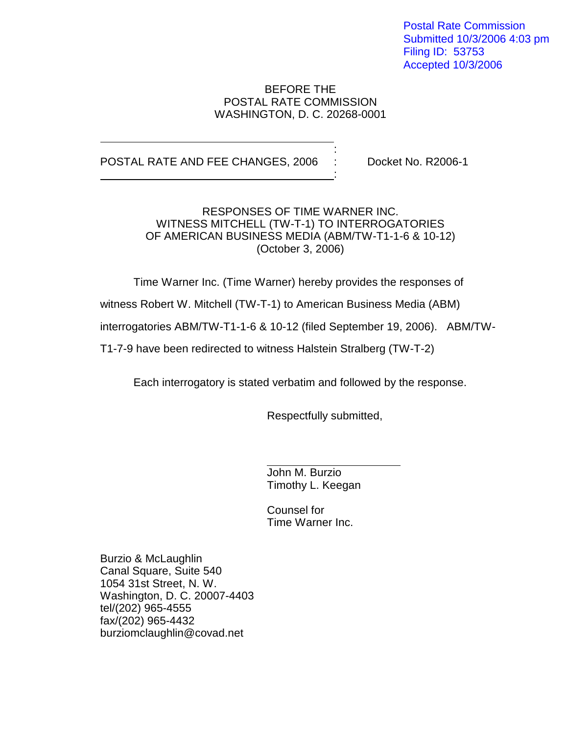Postal Rate Commission
Submitted 10/3/2006 4:03 pm
Filing ID: 53753
Accepted 10/3/2006

BEFORE THE
POSTAL RATE COMMISSION
WASHINGTON, D. C. 20268-0001

POSTAL RATE AND FEE CHANGES, 2006 : Docket No. R2006-1

RESPONSES OF TIME WARNER INC.
WITNESS MITCHELL (TW-T-1) TO INTERROGATORIES
OF AMERICAN BUSINESS MEDIA (ABM/TW-T1-1-6 & 10-12)
(October 3, 2006)

Time Warner Inc. (Time Warner) hereby provides the responses of witness Robert W. Mitchell (TW-T-1) to American Business Media (ABM) interrogatories ABM/TW-T1-1-6 & 10-12 (filed September 19, 2006). ABM/TW-T1-7-9 have been redirected to witness Halstein Stralberg (TW-T-2)

Each interrogatory is stated verbatim and followed by the response.

Respectfully submitted,

John M. Burzio
Timothy L. Keegan

Counsel for
Time Warner Inc.

Burzio & McLaughlin
Canal Square, Suite 540
1054 31st Street, N. W.
Washington, D. C. 20007-4403
tel/(202) 965-4555
fax/(202) 965-4432
burziomclaughlin@covad.net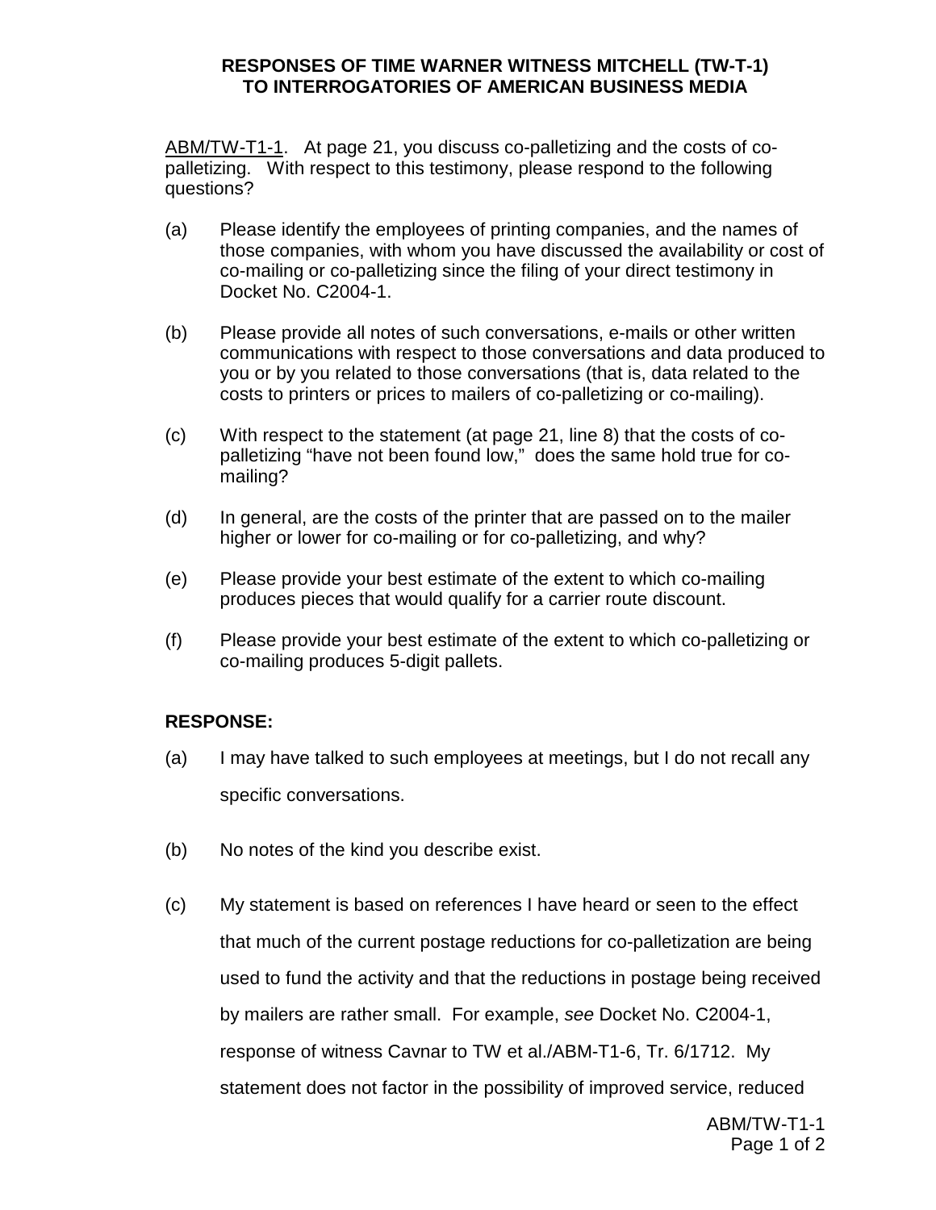**RESPONSES OF TIME WARNER WITNESS MITCHELL (TW-T-1) TO INTERROGATORIES OF AMERICAN BUSINESS MEDIA**

ABM/TW-T1-1. At page 21, you discuss co-palletizing and the costs of co-palletizing. With respect to this testimony, please respond to the following questions?

(a) Please identify the employees of printing companies, and the names of those companies, with whom you have discussed the availability or cost of co-mailing or co-palletizing since the filing of your direct testimony in Docket No. C2004-1.

(b) Please provide all notes of such conversations, e-mails or other written communications with respect to those conversations and data produced to you or by you related to those conversations (that is, data related to the costs to printers or prices to mailers of co-palletizing or co-mailing).

(c) With respect to the statement (at page 21, line 8) that the costs of co-palletizing "have not been found low," does the same hold true for co-mailing?

(d) In general, are the costs of the printer that are passed on to the mailer higher or lower for co-mailing or for co-palletizing, and why?

(e) Please provide your best estimate of the extent to which co-mailing produces pieces that would qualify for a carrier route discount.

(f) Please provide your best estimate of the extent to which co-palletizing or co-mailing produces 5-digit pallets.

**RESPONSE:**

(a) I may have talked to such employees at meetings, but I do not recall any specific conversations.

(b) No notes of the kind you describe exist.

(c) My statement is based on references I have heard or seen to the effect that much of the current postage reductions for co-palletization are being used to fund the activity and that the reductions in postage being received by mailers are rather small. For example, *see* Docket No. C2004-1, response of witness Cavnar to TW et al./ABM-T1-6, Tr. 6/1712. My statement does not factor in the possibility of improved service, reduced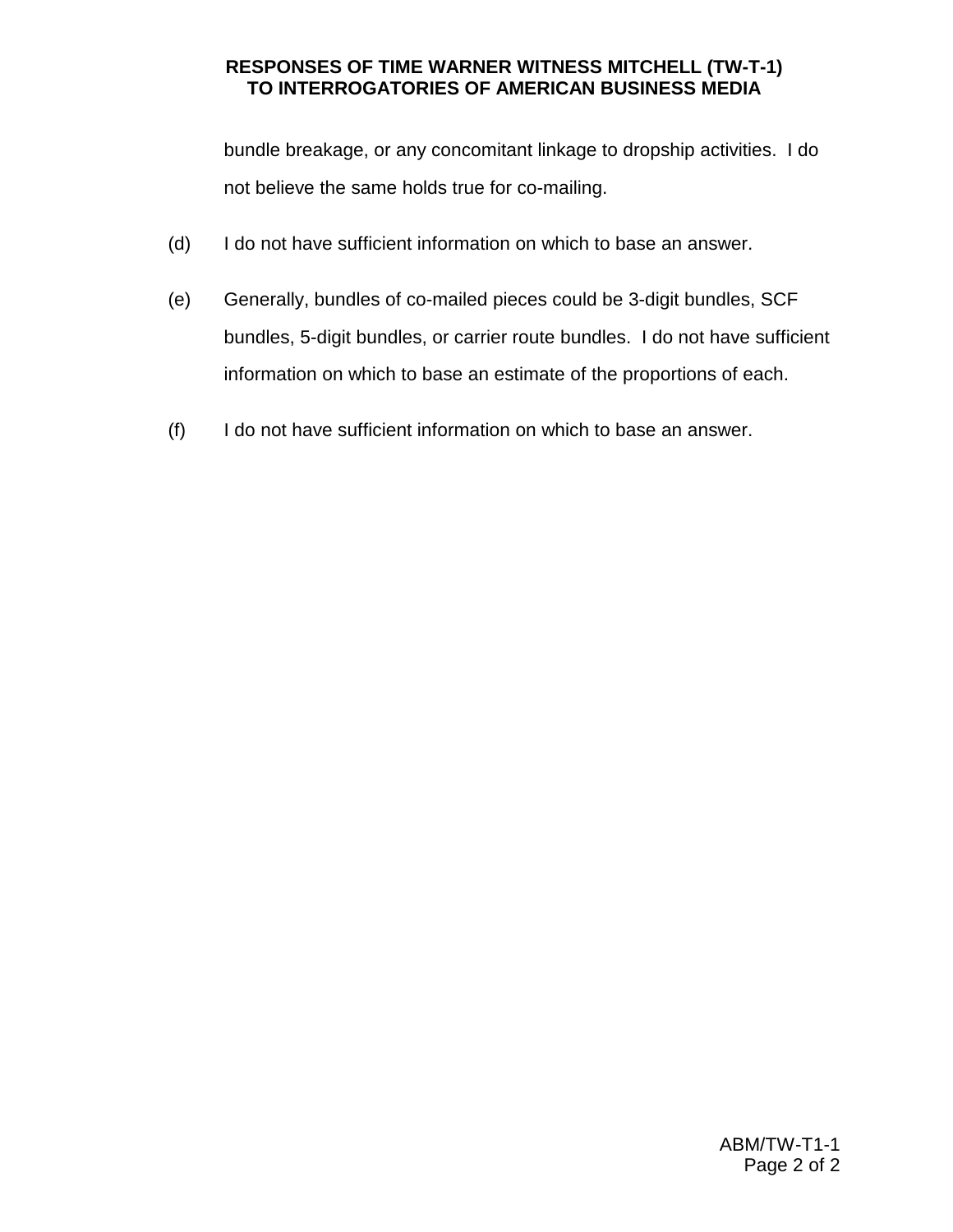bundle breakage, or any concomitant linkage to dropship activities. I do not believe the same holds true for co-mailing.

(d) I do not have sufficient information on which to base an answer.

(e) Generally, bundles of co-mailed pieces could be 3-digit bundles, SCF bundles, 5-digit bundles, or carrier route bundles. I do not have sufficient information on which to base an estimate of the proportions of each.

(f) I do not have sufficient information on which to base an answer.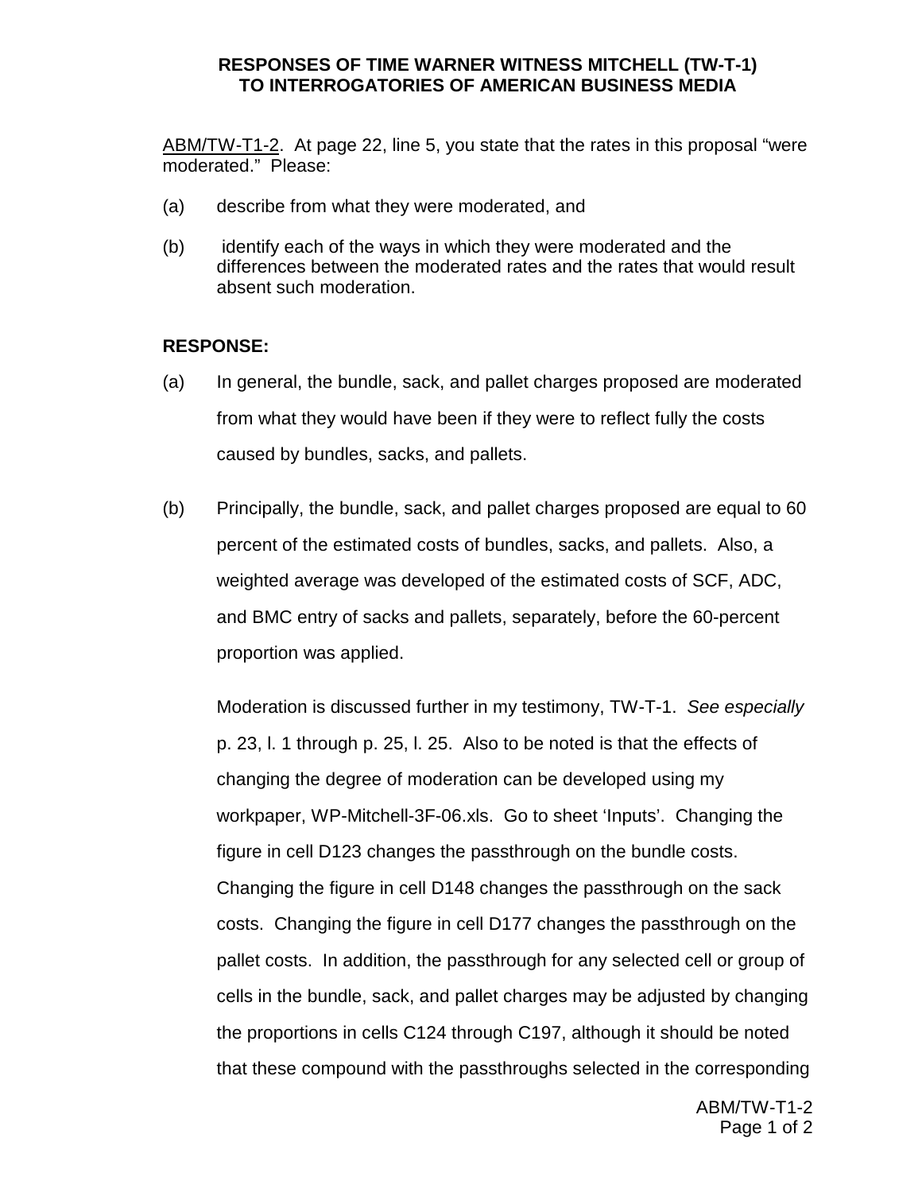**RESPONSES OF TIME WARNER WITNESS MITCHELL (TW-T-1)
TO INTERROGATORIES OF AMERICAN BUSINESS MEDIA**

ABM/TW-T1-2. At page 22, line 5, you state that the rates in this proposal "were moderated." Please:

(a) describe from what they were moderated, and

(b) identify each of the ways in which they were moderated and the differences between the moderated rates and the rates that would result absent such moderation.

**RESPONSE:**

(a) In general, the bundle, sack, and pallet charges proposed are moderated from what they would have been if they were to reflect fully the costs caused by bundles, sacks, and pallets.

(b) Principally, the bundle, sack, and pallet charges proposed are equal to 60 percent of the estimated costs of bundles, sacks, and pallets. Also, a weighted average was developed of the estimated costs of SCF, ADC, and BMC entry of sacks and pallets, separately, before the 60-percent proportion was applied.

Moderation is discussed further in my testimony, TW-T-1. *See especially* p. 23, l. 1 through p. 25, l. 25. Also to be noted is that the effects of changing the degree of moderation can be developed using my workpaper, WP-Mitchell-3F-06.xls. Go to sheet 'Inputs'. Changing the figure in cell D123 changes the passthrough on the bundle costs. Changing the figure in cell D148 changes the passthrough on the sack costs. Changing the figure in cell D177 changes the passthrough on the pallet costs. In addition, the passthrough for any selected cell or group of cells in the bundle, sack, and pallet charges may be adjusted by changing the proportions in cells C124 through C197, although it should be noted that these compound with the passthroughs selected in the corresponding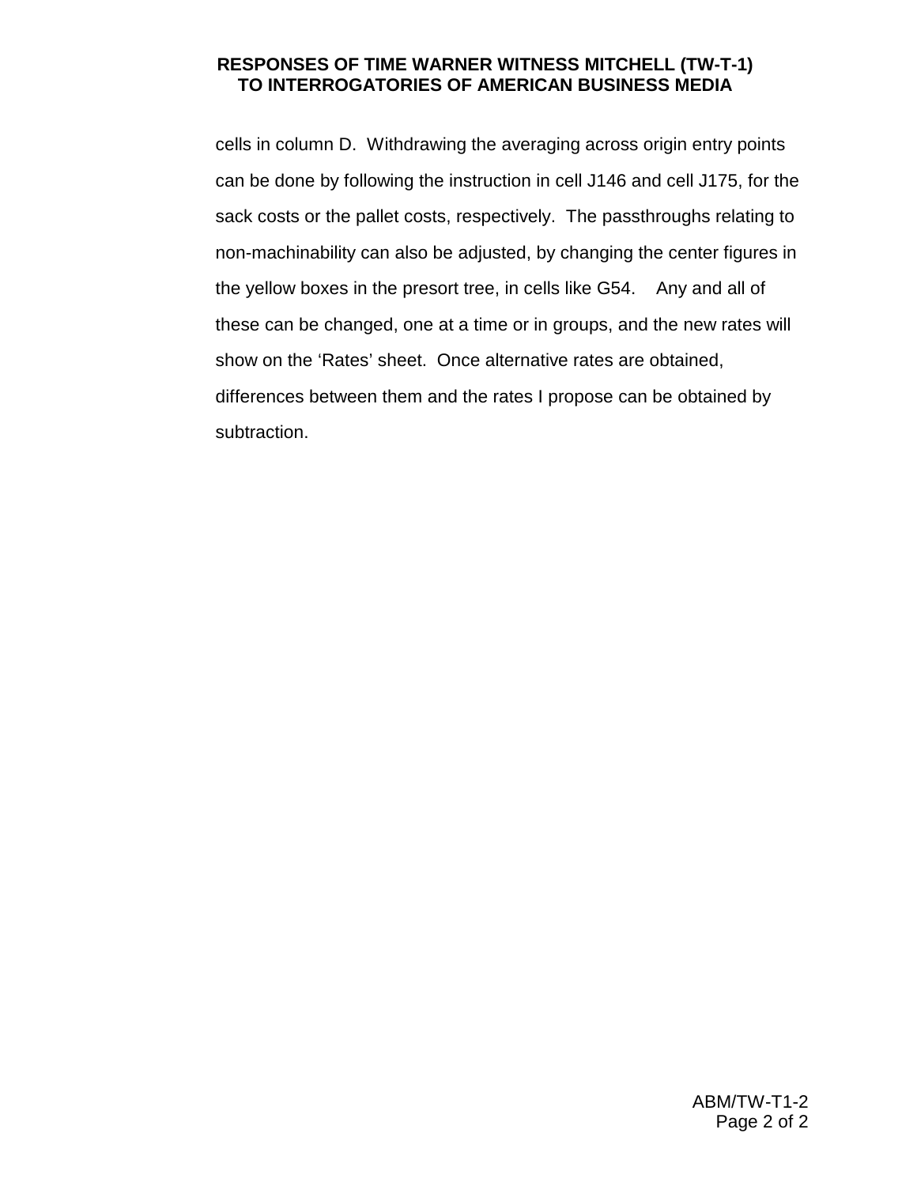cells in column D. Withdrawing the averaging across origin entry points can be done by following the instruction in cell J146 and cell J175, for the sack costs or the pallet costs, respectively. The passthroughs relating to non-machinability can also be adjusted, by changing the center figures in the yellow boxes in the presort tree, in cells like G54. Any and all of these can be changed, one at a time or in groups, and the new rates will show on the 'Rates' sheet. Once alternative rates are obtained, differences between them and the rates I propose can be obtained by subtraction.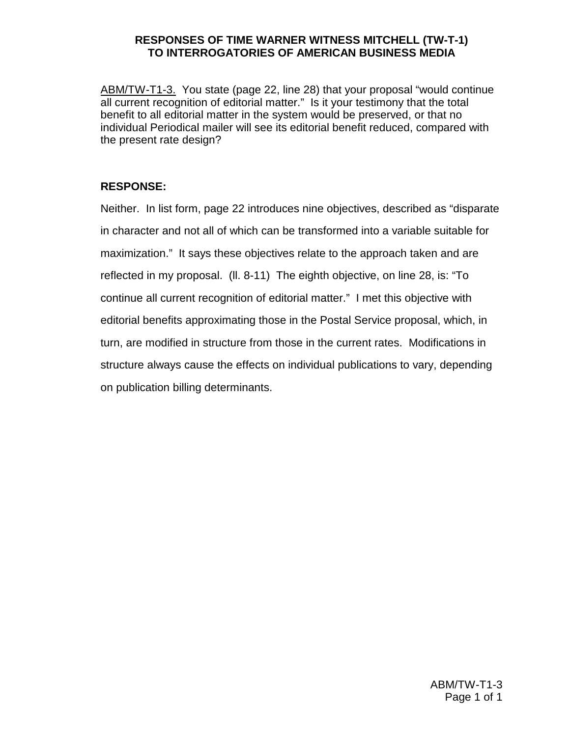**RESPONSES OF TIME WARNER WITNESS MITCHELL (TW-T-1) TO INTERROGATORIES OF AMERICAN BUSINESS MEDIA**

ABM/TW-T1-3. You state (page 22, line 28) that your proposal "would continue all current recognition of editorial matter." Is it your testimony that the total benefit to all editorial matter in the system would be preserved, or that no individual Periodical mailer will see its editorial benefit reduced, compared with the present rate design?

**RESPONSE:**

Neither. In list form, page 22 introduces nine objectives, described as "disparate in character and not all of which can be transformed into a variable suitable for maximization." It says these objectives relate to the approach taken and are reflected in my proposal. (ll. 8-11) The eighth objective, on line 28, is: "To continue all current recognition of editorial matter." I met this objective with editorial benefits approximating those in the Postal Service proposal, which, in turn, are modified in structure from those in the current rates. Modifications in structure always cause the effects on individual publications to vary, depending on publication billing determinants.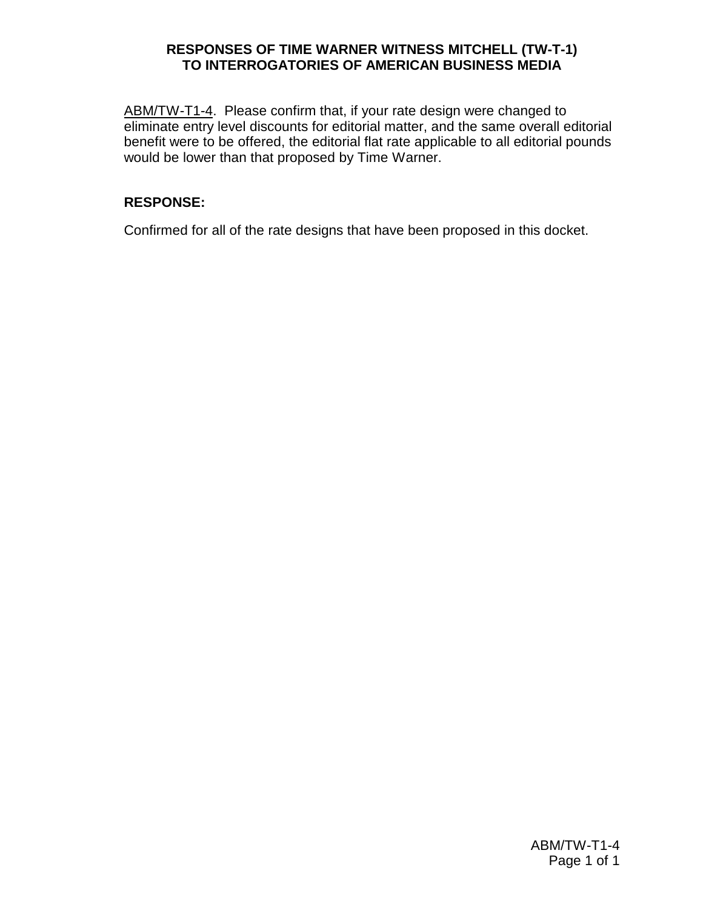**RESPONSES OF TIME WARNER WITNESS MITCHELL (TW-T-1)**
**TO INTERROGATORIES OF AMERICAN BUSINESS MEDIA**

ABM/TW-T1-4. Please confirm that, if your rate design were changed to eliminate entry level discounts for editorial matter, and the same overall editorial benefit were to be offered, the editorial flat rate applicable to all editorial pounds would be lower than that proposed by Time Warner.

**RESPONSE:**

Confirmed for all of the rate designs that have been proposed in this docket.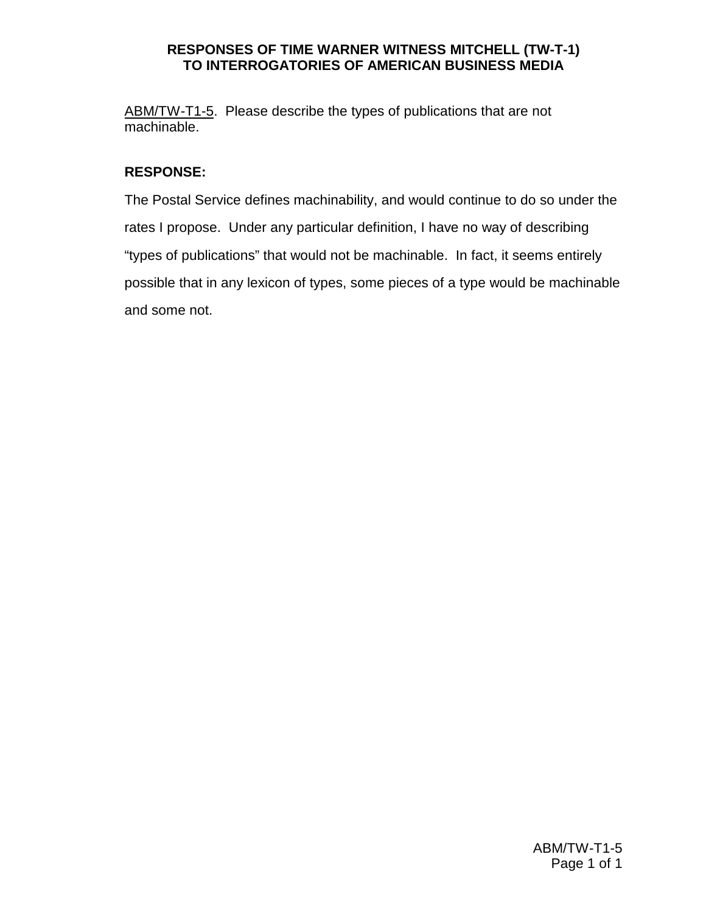**RESPONSES OF TIME WARNER WITNESS MITCHELL (TW-T-1)**
**TO INTERROGATORIES OF AMERICAN BUSINESS MEDIA**

ABM/TW-T1-5. Please describe the types of publications that are not machinable.

**RESPONSE:**

The Postal Service defines machinability, and would continue to do so under the rates I propose. Under any particular definition, I have no way of describing "types of publications" that would not be machinable. In fact, it seems entirely possible that in any lexicon of types, some pieces of a type would be machinable and some not.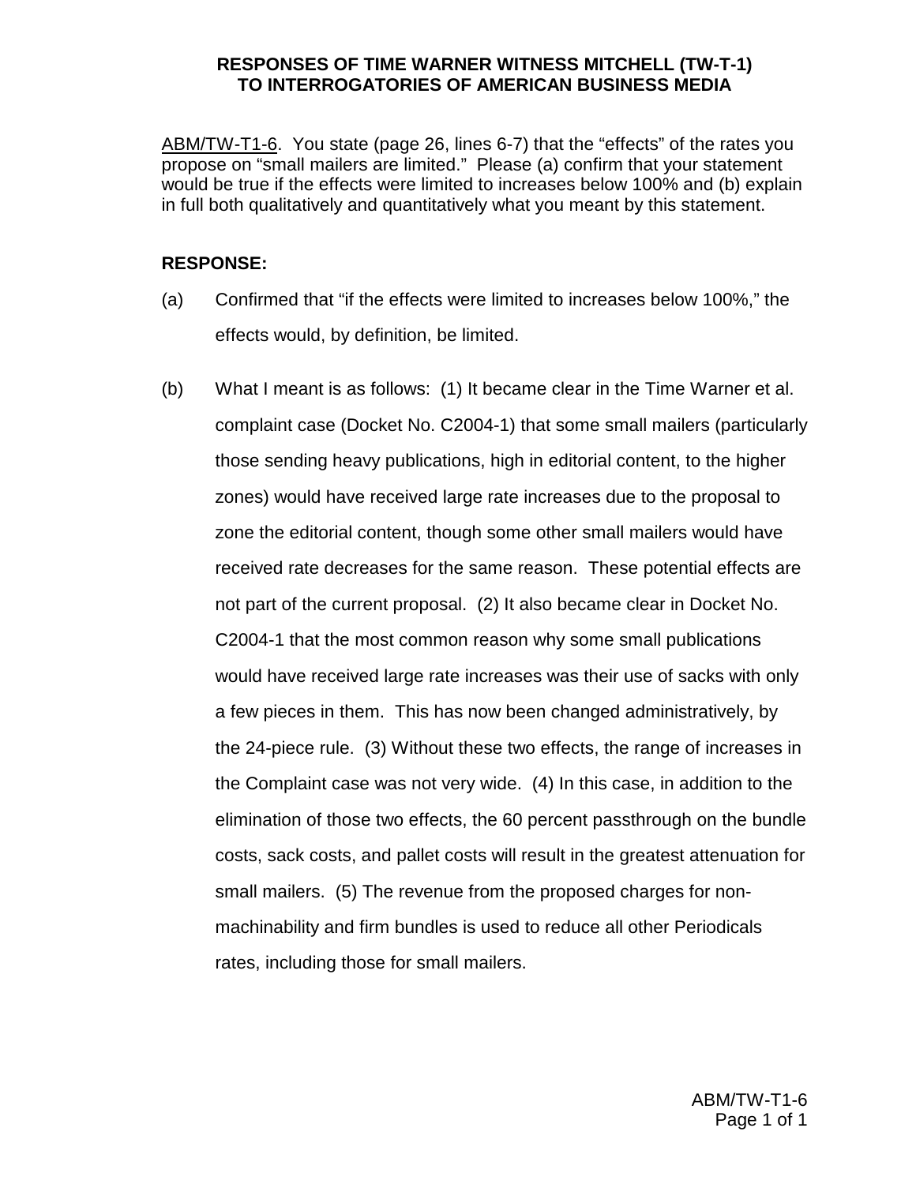**RESPONSES OF TIME WARNER WITNESS MITCHELL (TW-T-1) TO INTERROGATORIES OF AMERICAN BUSINESS MEDIA**

ABM/TW-T1-6. You state (page 26, lines 6-7) that the "effects" of the rates you propose on "small mailers are limited." Please (a) confirm that your statement would be true if the effects were limited to increases below 100% and (b) explain in full both qualitatively and quantitatively what you meant by this statement.

**RESPONSE:**

(a) Confirmed that "if the effects were limited to increases below 100%," the effects would, by definition, be limited.

(b) What I meant is as follows: (1) It became clear in the Time Warner et al. complaint case (Docket No. C2004-1) that some small mailers (particularly those sending heavy publications, high in editorial content, to the higher zones) would have received large rate increases due to the proposal to zone the editorial content, though some other small mailers would have received rate decreases for the same reason. These potential effects are not part of the current proposal. (2) It also became clear in Docket No. C2004-1 that the most common reason why some small publications would have received large rate increases was their use of sacks with only a few pieces in them. This has now been changed administratively, by the 24-piece rule. (3) Without these two effects, the range of increases in the Complaint case was not very wide. (4) In this case, in addition to the elimination of those two effects, the 60 percent passthrough on the bundle costs, sack costs, and pallet costs will result in the greatest attenuation for small mailers. (5) The revenue from the proposed charges for non-machinability and firm bundles is used to reduce all other Periodicals rates, including those for small mailers.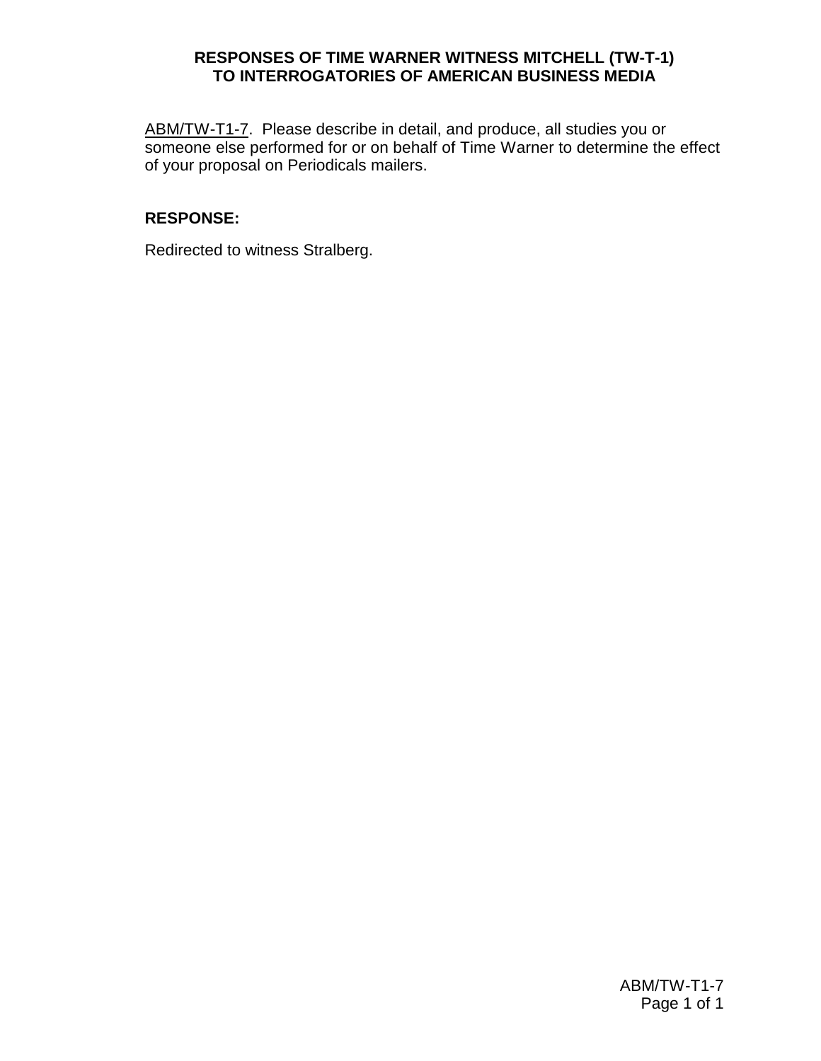**RESPONSES OF TIME WARNER WITNESS MITCHELL (TW-T-1)**
**TO INTERROGATORIES OF AMERICAN BUSINESS MEDIA**

ABM/TW-T1-7. Please describe in detail, and produce, all studies you or someone else performed for or on behalf of Time Warner to determine the effect of your proposal on Periodicals mailers.

**RESPONSE:**

Redirected to witness Stralberg.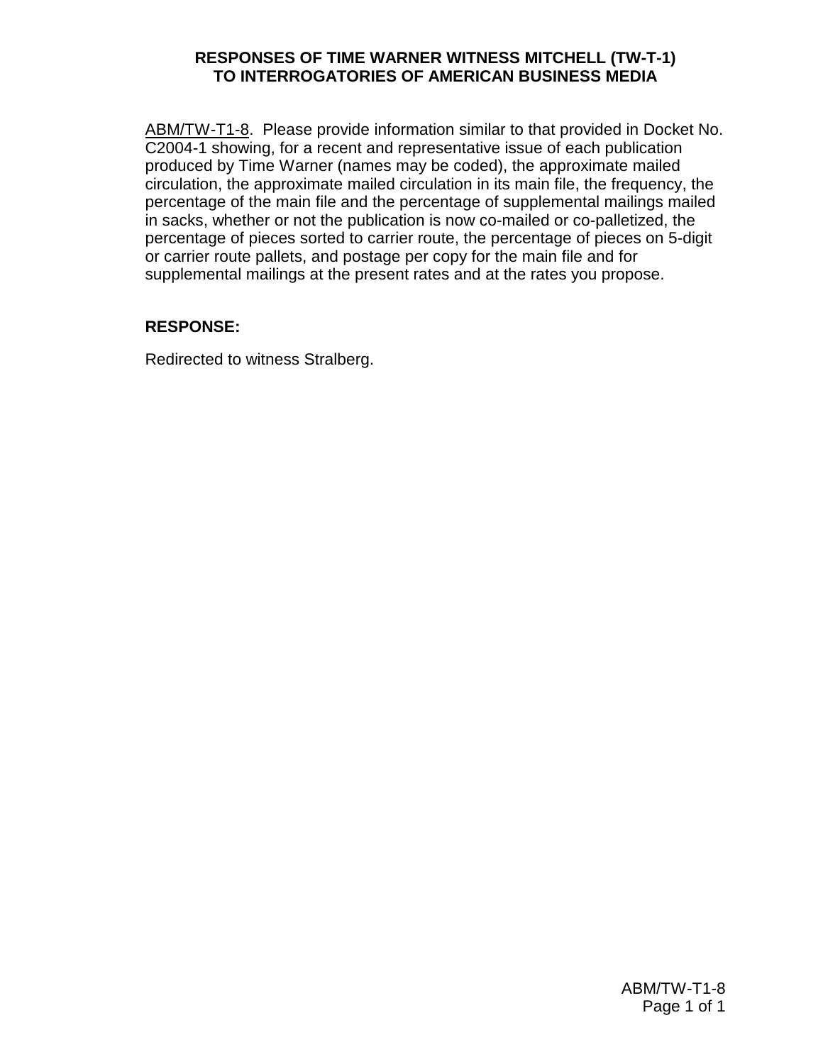**RESPONSES OF TIME WARNER WITNESS MITCHELL (TW-T-1)
TO INTERROGATORIES OF AMERICAN BUSINESS MEDIA**

ABM/TW-T1-8. Please provide information similar to that provided in Docket No. C2004-1 showing, for a recent and representative issue of each publication produced by Time Warner (names may be coded), the approximate mailed circulation, the approximate mailed circulation in its main file, the frequency, the percentage of the main file and the percentage of supplemental mailings mailed in sacks, whether or not the publication is now co-mailed or co-palletized, the percentage of pieces sorted to carrier route, the percentage of pieces on 5-digit or carrier route pallets, and postage per copy for the main file and for supplemental mailings at the present rates and at the rates you propose.

**RESPONSE:**

Redirected to witness Stralberg.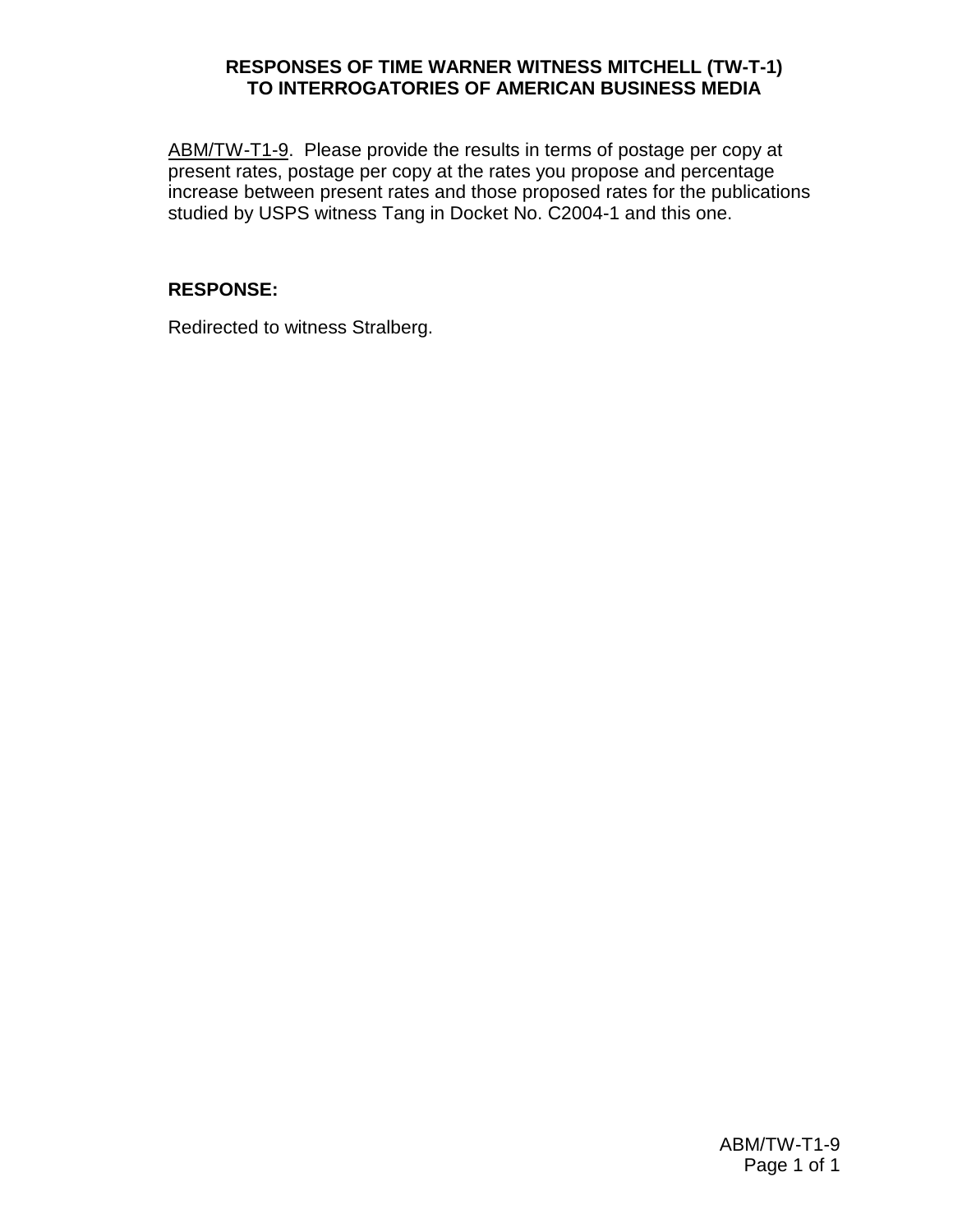**RESPONSES OF TIME WARNER WITNESS MITCHELL (TW-T-1)**
**TO INTERROGATORIES OF AMERICAN BUSINESS MEDIA**

ABM/TW-T1-9. Please provide the results in terms of postage per copy at present rates, postage per copy at the rates you propose and percentage increase between present rates and those proposed rates for the publications studied by USPS witness Tang in Docket No. C2004-1 and this one.

**RESPONSE:**

Redirected to witness Stralberg.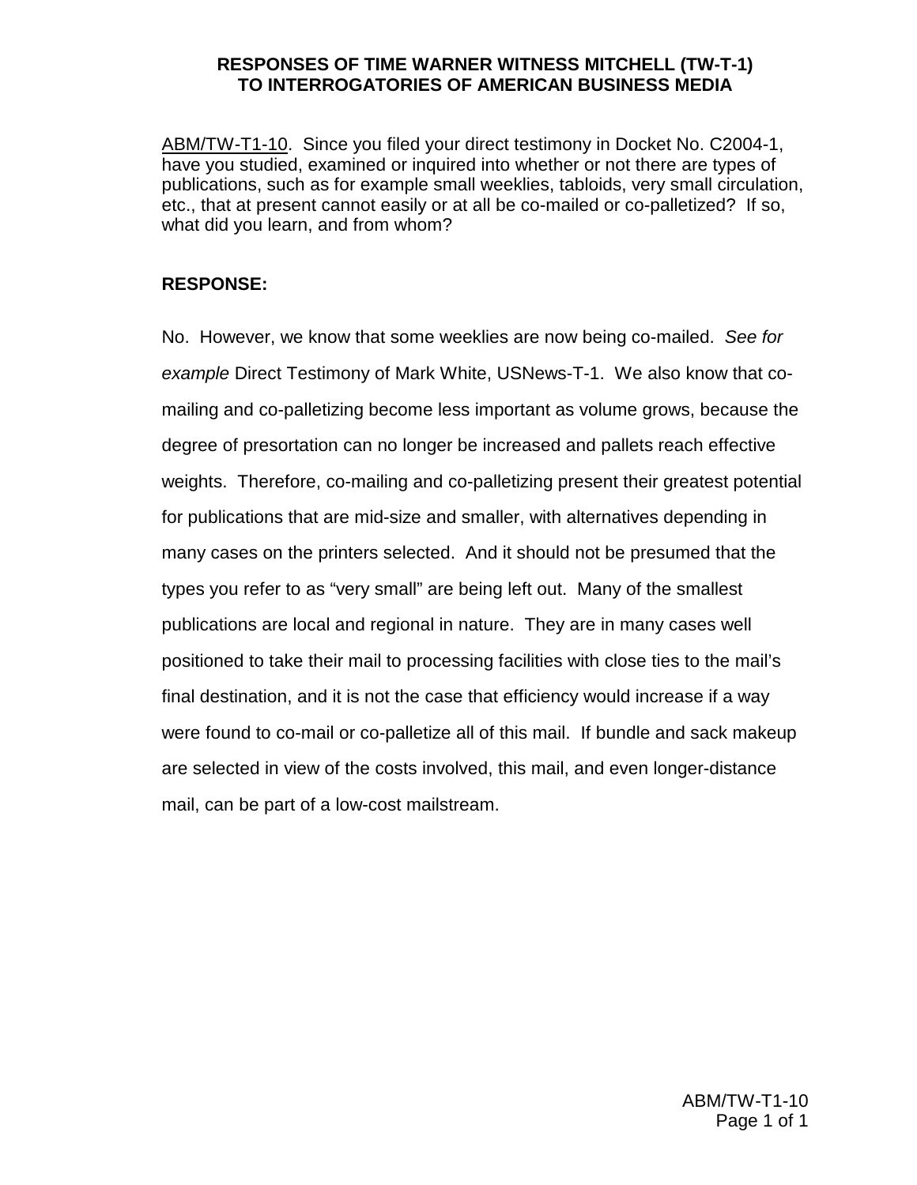**RESPONSES OF TIME WARNER WITNESS MITCHELL (TW-T-1)
TO INTERROGATORIES OF AMERICAN BUSINESS MEDIA**

ABM/TW-T1-10. Since you filed your direct testimony in Docket No. C2004-1, have you studied, examined or inquired into whether or not there are types of publications, such as for example small weeklies, tabloids, very small circulation, etc., that at present cannot easily or at all be co-mailed or co-palletized? If so, what did you learn, and from whom?

**RESPONSE:**

No. However, we know that some weeklies are now being co-mailed. *See for example* Direct Testimony of Mark White, USNews-T-1. We also know that co-mailing and co-palletizing become less important as volume grows, because the degree of presortation can no longer be increased and pallets reach effective weights. Therefore, co-mailing and co-palletizing present their greatest potential for publications that are mid-size and smaller, with alternatives depending in many cases on the printers selected. And it should not be presumed that the types you refer to as "very small" are being left out. Many of the smallest publications are local and regional in nature. They are in many cases well positioned to take their mail to processing facilities with close ties to the mail's final destination, and it is not the case that efficiency would increase if a way were found to co-mail or co-palletize all of this mail. If bundle and sack makeup are selected in view of the costs involved, this mail, and even longer-distance mail, can be part of a low-cost mailstream.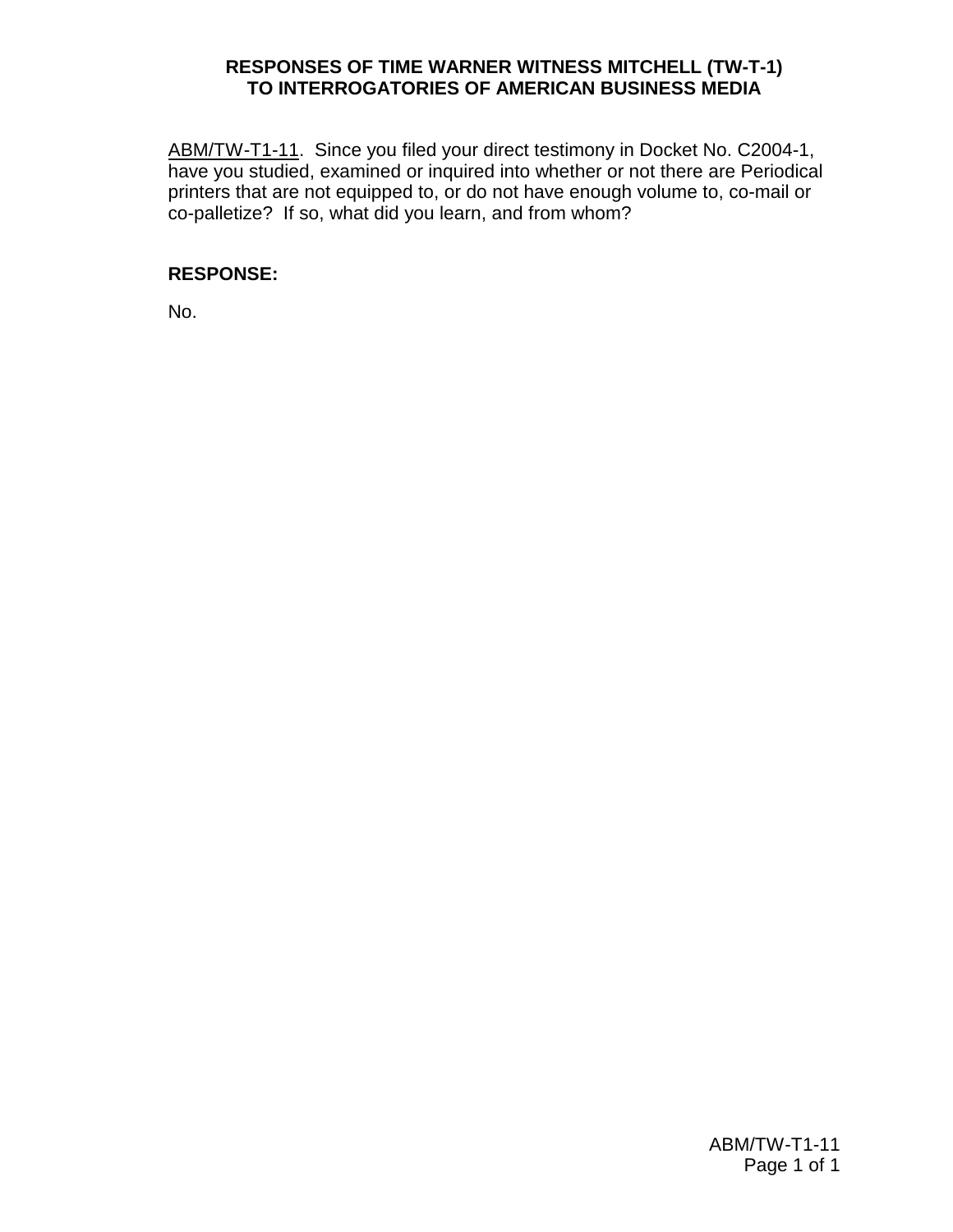**RESPONSES OF TIME WARNER WITNESS MITCHELL (TW-T-1)
TO INTERROGATORIES OF AMERICAN BUSINESS MEDIA**

ABM/TW-T1-11. Since you filed your direct testimony in Docket No. C2004-1, have you studied, examined or inquired into whether or not there are Periodical printers that are not equipped to, or do not have enough volume to, co-mail or co-palletize? If so, what did you learn, and from whom?

**RESPONSE:**

No.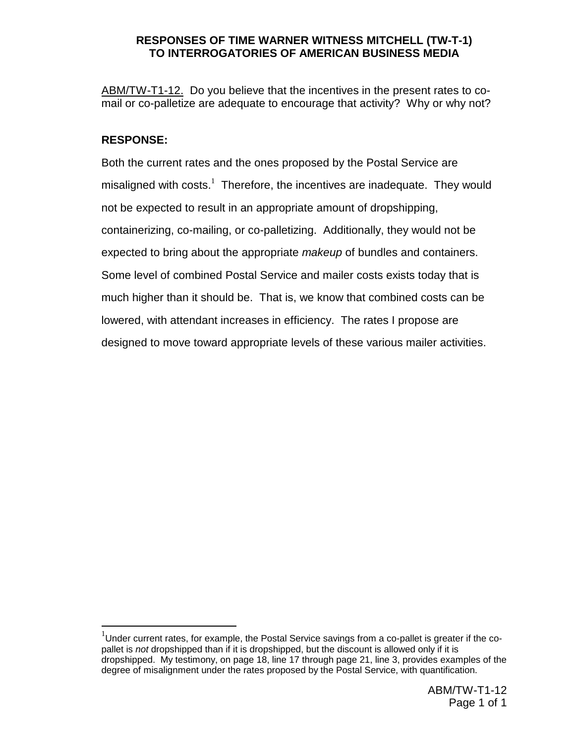**RESPONSES OF TIME WARNER WITNESS MITCHELL (TW-T-1) TO INTERROGATORIES OF AMERICAN BUSINESS MEDIA**

ABM/TW-T1-12. Do you believe that the incentives in the present rates to co-mail or co-palletize are adequate to encourage that activity? Why or why not?

**RESPONSE:**

Both the current rates and the ones proposed by the Postal Service are misaligned with costs.[1] Therefore, the incentives are inadequate. They would not be expected to result in an appropriate amount of dropshipping, containerizing, co-mailing, or co-palletizing. Additionally, they would not be expected to bring about the appropriate *makeup* of bundles and containers. Some level of combined Postal Service and mailer costs exists today that is much higher than it should be. That is, we know that combined costs can be lowered, with attendant increases in efficiency. The rates I propose are designed to move toward appropriate levels of these various mailer activities.

---

[1] Under current rates, for example, the Postal Service savings from a co-pallet is greater if the co-pallet is *not* dropshipped than if it is dropshipped, but the discount is allowed only if it is dropshipped. My testimony, on page 18, line 17 through page 21, line 3, provides examples of the degree of misalignment under the rates proposed by the Postal Service, with quantification.

ABM/TW-T1-12